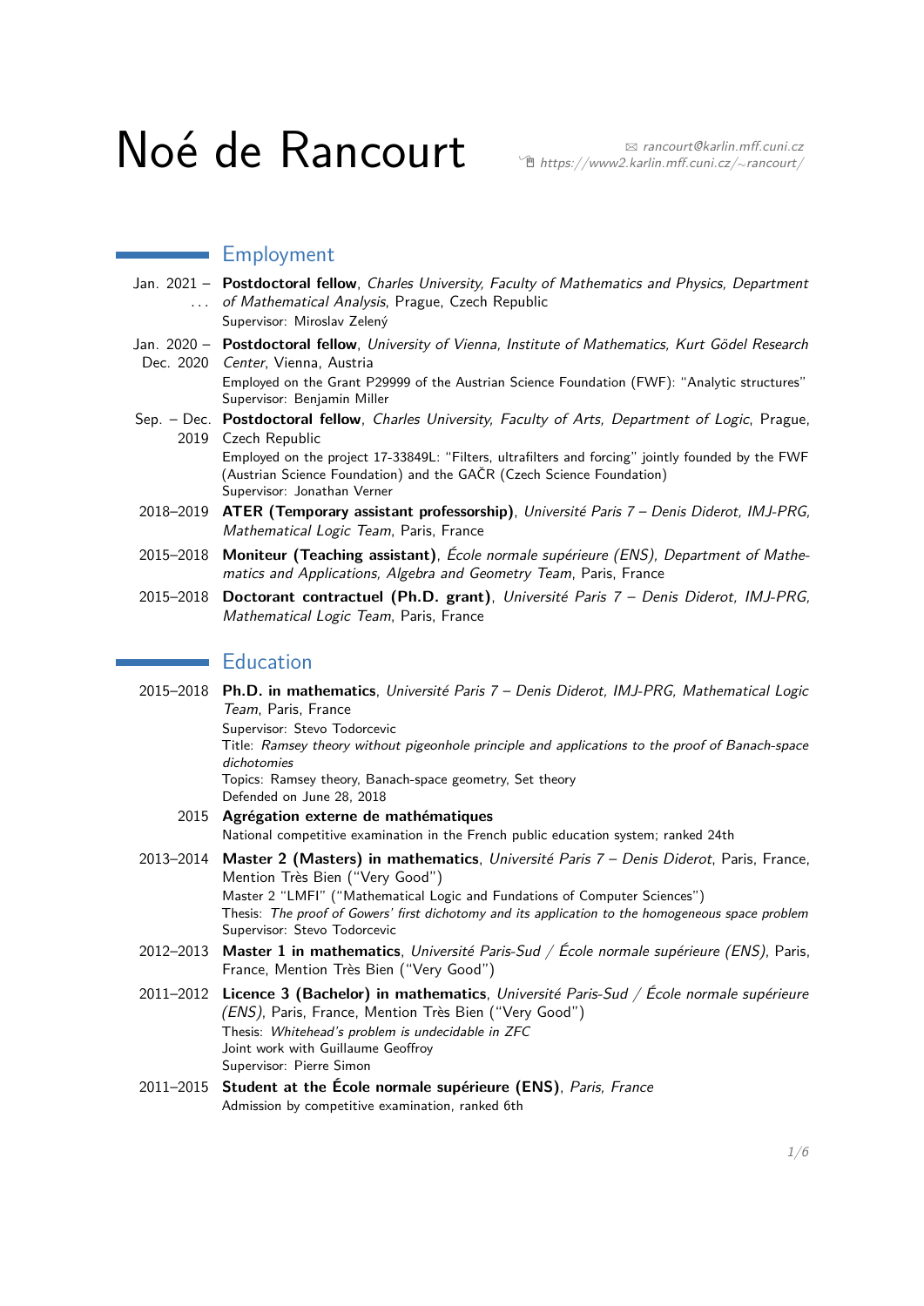# Noé de Rancourt

✉ *rancourt@karlin.mff.cuni.cz*
*https://www2.karlin.mff.cuni.cz/~rancourt/*

## Employment

**Jan. 2021 – ...** **Postdoctoral fellow**, *Charles University, Faculty of Mathematics and Physics, Department of Mathematical Analysis*, Prague, Czech Republic
Supervisor: Miroslav Zelený

**Jan. 2020 – Dec. 2020** **Postdoctoral fellow**, *University of Vienna, Institute of Mathematics, Kurt Gödel Research Center*, Vienna, Austria
Employed on the Grant P29999 of the Austrian Science Foundation (FWF): "Analytic structures"
Supervisor: Benjamin Miller

**Sep. – Dec. 2019** **Postdoctoral fellow**, *Charles University, Faculty of Arts, Department of Logic*, Prague, Czech Republic
Employed on the project 17-33849L: "Filters, ultrafilters and forcing" jointly founded by the FWF (Austrian Science Foundation) and the GAČR (Czech Science Foundation)
Supervisor: Jonathan Verner

**2018–2019** **ATER (Temporary assistant professorship)**, *Université Paris 7 – Denis Diderot, IMJ-PRG, Mathematical Logic Team*, Paris, France

**2015–2018** **Moniteur (Teaching assistant)**, *École normale supérieure (ENS), Department of Mathematics and Applications, Algebra and Geometry Team*, Paris, France

**2015–2018** **Doctorant contractuel (Ph.D. grant)**, *Université Paris 7 – Denis Diderot, IMJ-PRG, Mathematical Logic Team*, Paris, France

## Education

**2015–2018** **Ph.D. in mathematics**, *Université Paris 7 – Denis Diderot, IMJ-PRG, Mathematical Logic Team*, Paris, France
Supervisor: Stevo Todorcevic
Title: *Ramsey theory without pigeonhole principle and applications to the proof of Banach-space dichotomies*
Topics: Ramsey theory, Banach-space geometry, Set theory
Defended on June 28, 2018

**2015** **Agrégation externe de mathématiques**
National competitive examination in the French public education system; ranked 24th

**2013–2014** **Master 2 (Masters) in mathematics**, *Université Paris 7 – Denis Diderot*, Paris, France, Mention Très Bien ("Very Good")
Master 2 "LMFI" ("Mathematical Logic and Fundations of Computer Sciences")
Thesis: *The proof of Gowers' first dichotomy and its application to the homogeneous space problem*
Supervisor: Stevo Todorcevic

**2012–2013** **Master 1 in mathematics**, *Université Paris-Sud / École normale supérieure (ENS)*, Paris, France, Mention Très Bien ("Very Good")

**2011–2012** **Licence 3 (Bachelor) in mathematics**, *Université Paris-Sud / École normale supérieure (ENS)*, Paris, France, Mention Très Bien ("Very Good")
Thesis: *Whitehead's problem is undecidable in ZFC*
Joint work with Guillaume Geoffroy
Supervisor: Pierre Simon

**2011–2015** **Student at the École normale supérieure (ENS)**, *Paris, France*
Admission by competitive examination, ranked 6th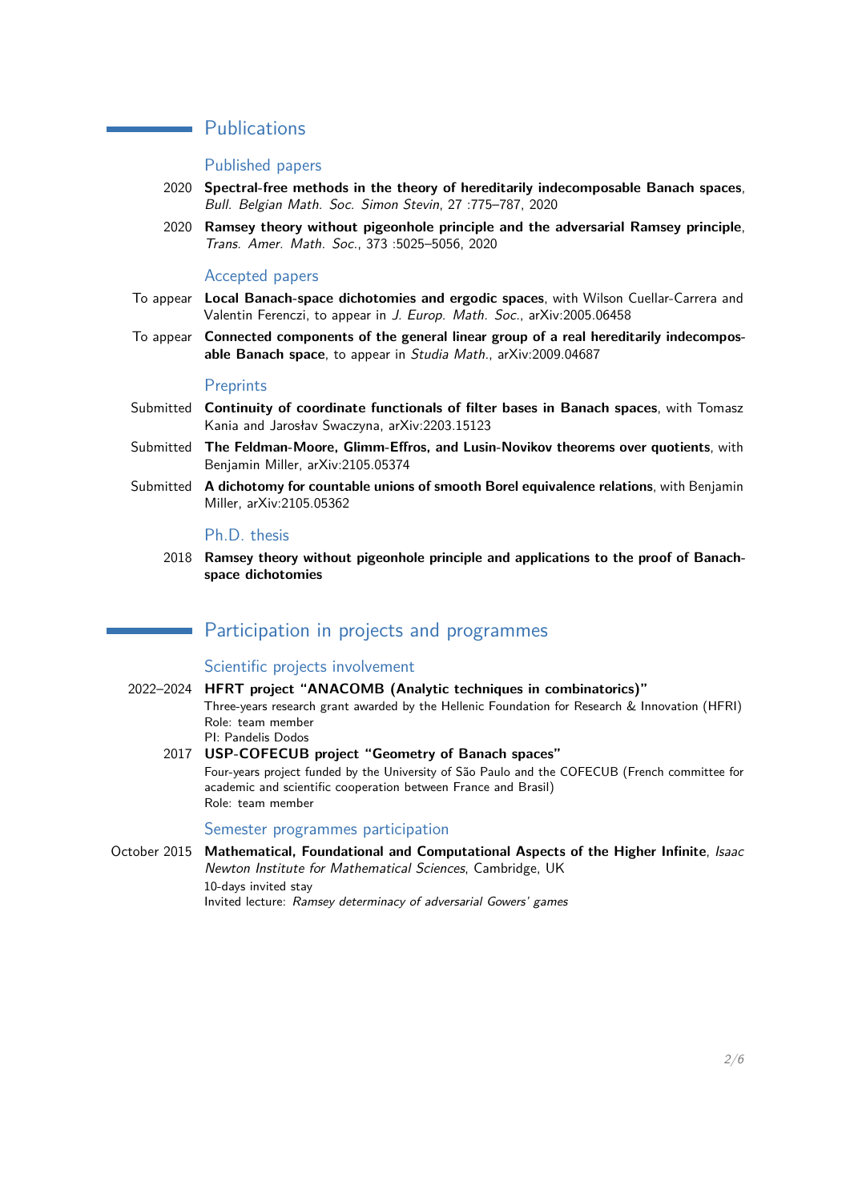## Publications

### Published papers

2020 **Spectral-free methods in the theory of hereditarily indecomposable Banach spaces**, *Bull. Belgian Math. Soc. Simon Stevin*, 27 :775–787, 2020

2020 **Ramsey theory without pigeonhole principle and the adversarial Ramsey principle**, *Trans. Amer. Math. Soc.*, 373 :5025–5056, 2020

### Accepted papers

To appear **Local Banach-space dichotomies and ergodic spaces**, with Wilson Cuellar-Carrera and Valentin Ferenczi, to appear in *J. Europ. Math. Soc.*, arXiv:2005.06458

To appear **Connected components of the general linear group of a real hereditarily indecomposable Banach space**, to appear in *Studia Math.*, arXiv:2009.04687

### Preprints

Submitted **Continuity of coordinate functionals of filter bases in Banach spaces**, with Tomasz Kania and Jarosław Swaczyna, arXiv:2203.15123

Submitted **The Feldman-Moore, Glimm-Effros, and Lusin-Novikov theorems over quotients**, with Benjamin Miller, arXiv:2105.05374

Submitted **A dichotomy for countable unions of smooth Borel equivalence relations**, with Benjamin Miller, arXiv:2105.05362

### Ph.D. thesis

2018 **Ramsey theory without pigeonhole principle and applications to the proof of Banach-space dichotomies**

## Participation in projects and programmes

### Scientific projects involvement

2022–2024 **HFRT project "ANACOMB (Analytic techniques in combinatorics)"**
Three-years research grant awarded by the Hellenic Foundation for Research & Innovation (HFRI)
Role: team member
PI: Pandelis Dodos

2017 **USP-COFECUB project "Geometry of Banach spaces"**
Four-years project funded by the University of São Paulo and the COFECUB (French committee for academic and scientific cooperation between France and Brasil)
Role: team member

### Semester programmes participation

October 2015 **Mathematical, Foundational and Computational Aspects of the Higher Infinite**, *Isaac Newton Institute for Mathematical Sciences*, Cambridge, UK
10-days invited stay
Invited lecture: *Ramsey determinacy of adversarial Gowers' games*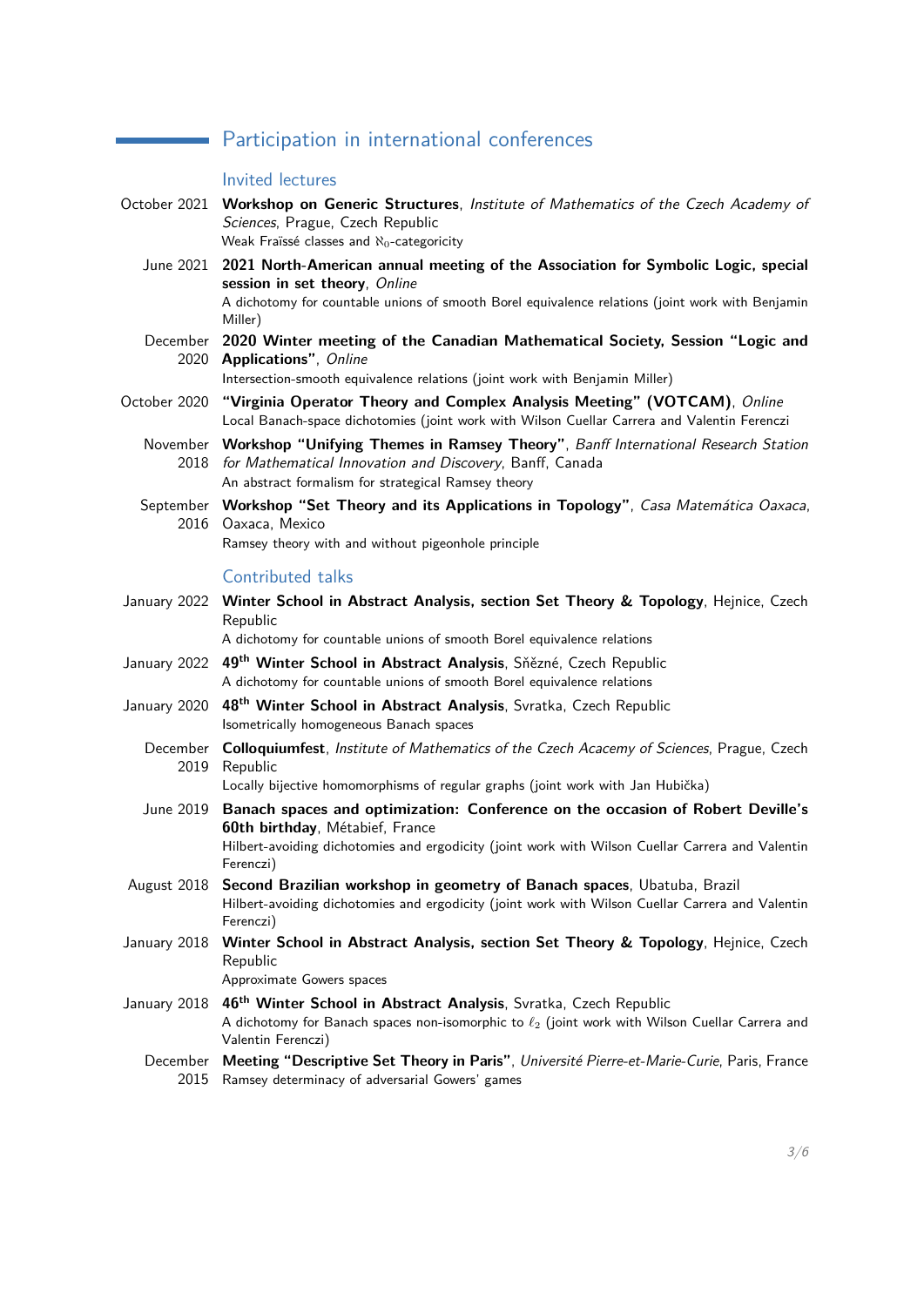## Participation in international conferences

### Invited lectures

October 2021 **Workshop on Generic Structures**, *Institute of Mathematics of the Czech Academy of Sciences*, Prague, Czech Republic
Weak Fraïssé classes and $\aleph_0$-categoricity

June 2021 **2021 North-American annual meeting of the Association for Symbolic Logic, special session in set theory**, *Online*
A dichotomy for countable unions of smooth Borel equivalence relations (joint work with Benjamin Miller)

December 2020 **2020 Winter meeting of the Canadian Mathematical Society, Session "Logic and Applications"**, *Online*
Intersection-smooth equivalence relations (joint work with Benjamin Miller)

October 2020 **"Virginia Operator Theory and Complex Analysis Meeting" (VOTCAM)**, *Online*
Local Banach-space dichotomies (joint work with Wilson Cuellar Carrera and Valentin Ferenczi

November 2018 **Workshop "Unifying Themes in Ramsey Theory"**, *Banff International Research Station for Mathematical Innovation and Discovery*, Banff, Canada
An abstract formalism for strategical Ramsey theory

September 2016 **Workshop "Set Theory and its Applications in Topology"**, *Casa Matemática Oaxaca*, Oaxaca, Mexico
Ramsey theory with and without pigeonhole principle

### Contributed talks

January 2022 **Winter School in Abstract Analysis, section Set Theory & Topology**, Hejnice, Czech Republic
A dichotomy for countable unions of smooth Borel equivalence relations

January 2022 **49th Winter School in Abstract Analysis**, Sněžné, Czech Republic
A dichotomy for countable unions of smooth Borel equivalence relations

January 2020 **48th Winter School in Abstract Analysis**, Svratka, Czech Republic
Isometrically homogeneous Banach spaces

December 2019 **Colloquiumfest**, *Institute of Mathematics of the Czech Acacemy of Sciences*, Prague, Czech Republic
Locally bijective homomorphisms of regular graphs (joint work with Jan Hubička)

June 2019 **Banach spaces and optimization: Conference on the occasion of Robert Deville's 60th birthday**, Métabief, France
Hilbert-avoiding dichotomies and ergodicity (joint work with Wilson Cuellar Carrera and Valentin Ferenczi)

August 2018 **Second Brazilian workshop in geometry of Banach spaces**, Ubatuba, Brazil
Hilbert-avoiding dichotomies and ergodicity (joint work with Wilson Cuellar Carrera and Valentin Ferenczi)

January 2018 **Winter School in Abstract Analysis, section Set Theory & Topology**, Hejnice, Czech Republic
Approximate Gowers spaces

January 2018 **46th Winter School in Abstract Analysis**, Svratka, Czech Republic
A dichotomy for Banach spaces non-isomorphic to $\ell_2$ (joint work with Wilson Cuellar Carrera and Valentin Ferenczi)

December 2015 **Meeting "Descriptive Set Theory in Paris"**, *Université Pierre-et-Marie-Curie*, Paris, France
Ramsey determinacy of adversarial Gowers' games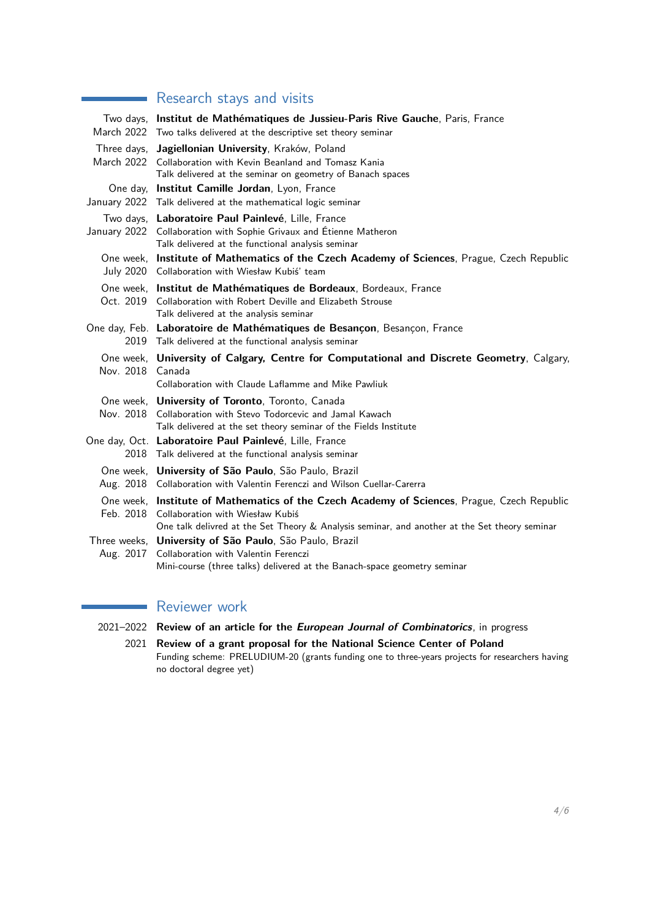## Research stays and visits

Two days, March 2022 **Institut de Mathématiques de Jussieu-Paris Rive Gauche**, Paris, France
Two talks delivered at the descriptive set theory seminar

Three days, March 2022 **Jagiellonian University**, Kraków, Poland
Collaboration with Kevin Beanland and Tomasz Kania
Talk delivered at the seminar on geometry of Banach spaces

One day, January 2022 **Institut Camille Jordan**, Lyon, France
Talk delivered at the mathematical logic seminar

Two days, January 2022 **Laboratoire Paul Painlevé**, Lille, France
Collaboration with Sophie Grivaux and Étienne Matheron
Talk delivered at the functional analysis seminar

One week, July 2020 **Institute of Mathematics of the Czech Academy of Sciences**, Prague, Czech Republic
Collaboration with Wiesław Kubiś' team

One week, Oct. 2019 **Institut de Mathématiques de Bordeaux**, Bordeaux, France
Collaboration with Robert Deville and Elizabeth Strouse
Talk delivered at the analysis seminar

One day, Feb. 2019 **Laboratoire de Mathématiques de Besançon**, Besançon, France
Talk delivered at the functional analysis seminar

One week, Nov. 2018 **University of Calgary, Centre for Computational and Discrete Geometry**, Calgary, Canada
Collaboration with Claude Laflamme and Mike Pawliuk

One week, Nov. 2018 **University of Toronto**, Toronto, Canada
Collaboration with Stevo Todorcevic and Jamal Kawach
Talk delivered at the set theory seminar of the Fields Institute

One day, Oct. 2018 **Laboratoire Paul Painlevé**, Lille, France
Talk delivered at the functional analysis seminar

One week, Aug. 2018 **University of São Paulo**, São Paulo, Brazil
Collaboration with Valentin Ferenczi and Wilson Cuellar-Carerra

One week, Feb. 2018 **Institute of Mathematics of the Czech Academy of Sciences**, Prague, Czech Republic
Collaboration with Wiesław Kubiś
One talk delivred at the Set Theory & Analysis seminar, and another at the Set theory seminar

Three weeks, Aug. 2017 **University of São Paulo**, São Paulo, Brazil
Collaboration with Valentin Ferenczi
Mini-course (three talks) delivered at the Banach-space geometry seminar

## Reviewer work

2021–2022 **Review of an article for the *European Journal of Combinatorics***, in progress

2021 **Review of a grant proposal for the National Science Center of Poland**
Funding scheme: PRELUDIUM-20 (grants funding one to three-years projects for researchers having no doctoral degree yet)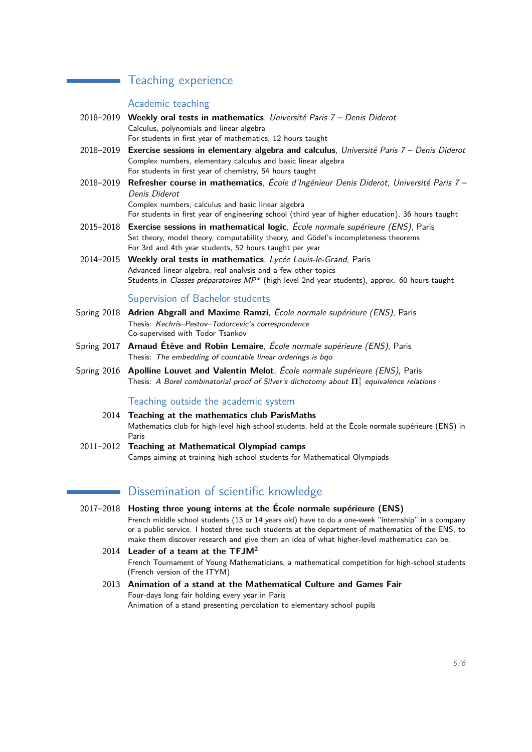## Teaching experience

### Academic teaching

2018–2019 **Weekly oral tests in mathematics**, *Université Paris 7 – Denis Diderot*
Calculus, polynomials and linear algebra
For students in first year of mathematics, 12 hours taught

2018–2019 **Exercise sessions in elementary algebra and calculus**, *Université Paris 7 – Denis Diderot*
Complex numbers, elementary calculus and basic linear algebra
For students in first year of chemistry, 54 hours taught

2018–2019 **Refresher course in mathematics**, *École d'Ingénieur Denis Diderot, Université Paris 7 – Denis Diderot*
Complex numbers, calculus and basic linear algebra
For students in first year of engineering school (third year of higher education), 36 hours taught

2015–2018 **Exercise sessions in mathematical logic**, *École normale supérieure (ENS)*, Paris
Set theory, model theory, computability theory, and Gödel's incompleteness theorems
For 3rd and 4th year students, 52 hours taught per year

2014–2015 **Weekly oral tests in mathematics**, *Lycée Louis-le-Grand*, Paris
Advanced linear algebra, real analysis and a few other topics
Students in *Classes préparatoires MP\** (high-level 2nd year students), approx. 60 hours taught

### Supervision of Bachelor students

Spring 2018 **Adrien Abgrall and Maxime Ramzi**, *École normale supérieure (ENS)*, Paris
Thesis: *Kechris–Pestov–Todorcevic's correspondence*
Co-supervised with Todor Tsankov

Spring 2017 **Arnaud Étève and Robin Lemaire**, *École normale supérieure (ENS)*, Paris
Thesis: *The embedding of countable linear orderings is bqo*

Spring 2016 **Apolline Louvet and Valentin Melot**, *École normale supérieure (ENS)*, Paris
Thesis: *A Borel combinatorial proof of Silver's dichotomy about* $\mathbf{\Pi}^1_1$ *equivalence relations*

### Teaching outside the academic system

2014 **Teaching at the mathematics club ParisMaths**
Mathematics club for high-level high-school students, held at the École normale supérieure (ENS) in Paris

2011–2012 **Teaching at Mathematical Olympiad camps**
Camps aiming at training high-school students for Mathematical Olympiads

## Dissemination of scientific knowledge

2017–2018 **Hosting three young interns at the École normale supérieure (ENS)**
French middle school students (13 or 14 years old) have to do a one-week "internship" in a company or a public service. I hosted three such students at the department of mathematics of the ENS, to make them discover research and give them an idea of what higher-level mathematics can be.

2014 **Leader of a team at the TFJM$^2$**
French Tournament of Young Mathematicians, a mathematical competition for high-school students (French version of the ITYM)

2013 **Animation of a stand at the Mathematical Culture and Games Fair**
Four-days long fair holding every year in Paris
Animation of a stand presenting percolation to elementary school pupils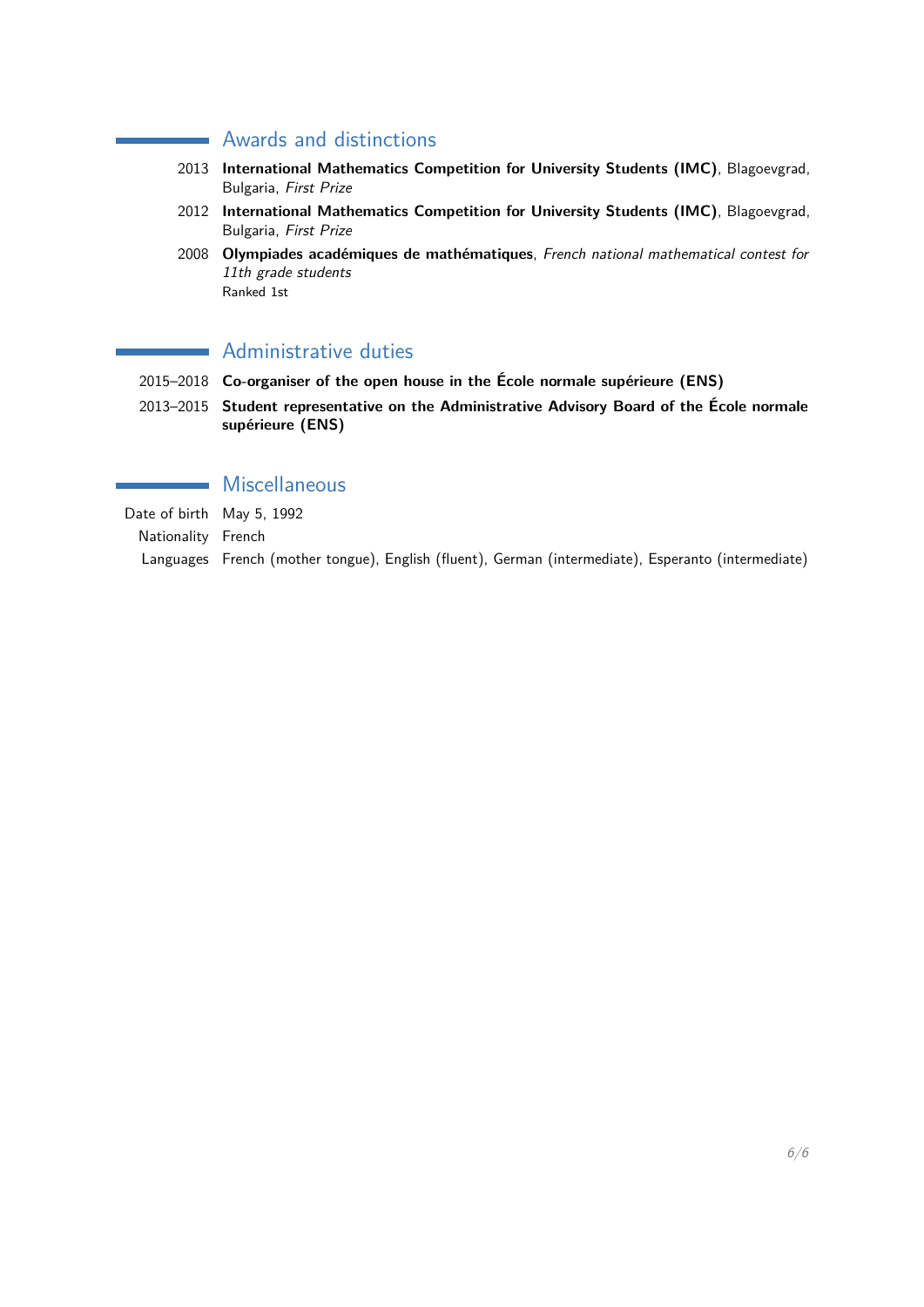## Awards and distinctions

2013 **International Mathematics Competition for University Students (IMC)**, Blagoevgrad, Bulgaria, *First Prize*

2012 **International Mathematics Competition for University Students (IMC)**, Blagoevgrad, Bulgaria, *First Prize*

2008 **Olympiades académiques de mathématiques**, *French national mathematical contest for 11th grade students*
Ranked 1st

## Administrative duties

2015–2018 **Co-organiser of the open house in the École normale supérieure (ENS)**

2013–2015 **Student representative on the Administrative Advisory Board of the École normale supérieure (ENS)**

## Miscellaneous

Date of birth May 5, 1992

Nationality French

Languages French (mother tongue), English (fluent), German (intermediate), Esperanto (intermediate)